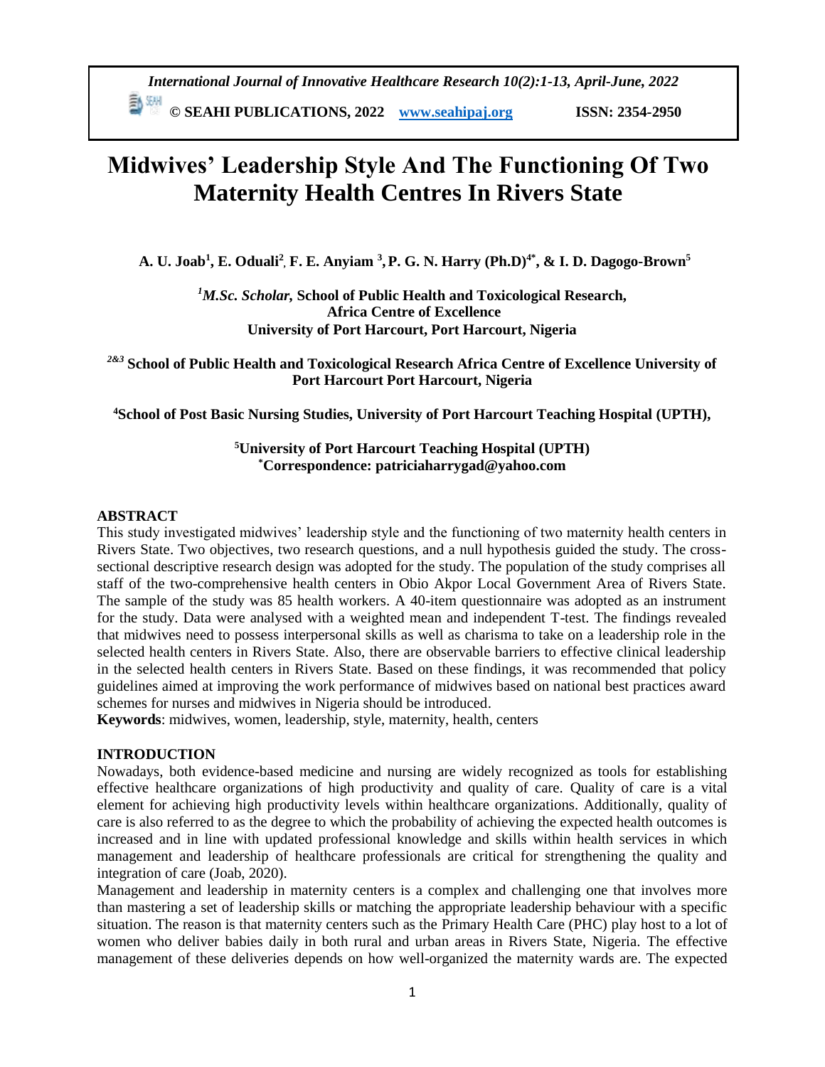# Midwives' Leadership Style And The Functioning Of Two Maternity Health Centres In Rivers State

**A. U. Joab[1], E. Oduali[2], F. E. Anyiam [3], P. G. N. Harry (Ph.D)[4*], & I. D. Dagogo-Brown[5]**

[1]*M.Sc. Scholar,* **School of Public Health and Toxicological Research, Africa Centre of Excellence University of Port Harcourt, Port Harcourt, Nigeria**

[2&3] **School of Public Health and Toxicological Research Africa Centre of Excellence University of Port Harcourt Port Harcourt, Nigeria**

[4]**School of Post Basic Nursing Studies, University of Port Harcourt Teaching Hospital (UPTH),**

[5]**University of Port Harcourt Teaching Hospital (UPTH)**
[*]**Correspondence: patriciaharrygad@yahoo.com**

## ABSTRACT

This study investigated midwives' leadership style and the functioning of two maternity health centers in Rivers State. Two objectives, two research questions, and a null hypothesis guided the study. The cross-sectional descriptive research design was adopted for the study. The population of the study comprises all staff of the two-comprehensive health centers in Obio Akpor Local Government Area of Rivers State. The sample of the study was 85 health workers. A 40-item questionnaire was adopted as an instrument for the study. Data were analysed with a weighted mean and independent T-test. The findings revealed that midwives need to possess interpersonal skills as well as charisma to take on a leadership role in the selected health centers in Rivers State. Also, there are observable barriers to effective clinical leadership in the selected health centers in Rivers State. Based on these findings, it was recommended that policy guidelines aimed at improving the work performance of midwives based on national best practices award schemes for nurses and midwives in Nigeria should be introduced.

**Keywords**: midwives, women, leadership, style, maternity, health, centers

## INTRODUCTION

Nowadays, both evidence-based medicine and nursing are widely recognized as tools for establishing effective healthcare organizations of high productivity and quality of care. Quality of care is a vital element for achieving high productivity levels within healthcare organizations. Additionally, quality of care is also referred to as the degree to which the probability of achieving the expected health outcomes is increased and in line with updated professional knowledge and skills within health services in which management and leadership of healthcare professionals are critical for strengthening the quality and integration of care (Joab, 2020).

Management and leadership in maternity centers is a complex and challenging one that involves more than mastering a set of leadership skills or matching the appropriate leadership behaviour with a specific situation. The reason is that maternity centers such as the Primary Health Care (PHC) play host to a lot of women who deliver babies daily in both rural and urban areas in Rivers State, Nigeria. The effective management of these deliveries depends on how well-organized the maternity wards are. The expected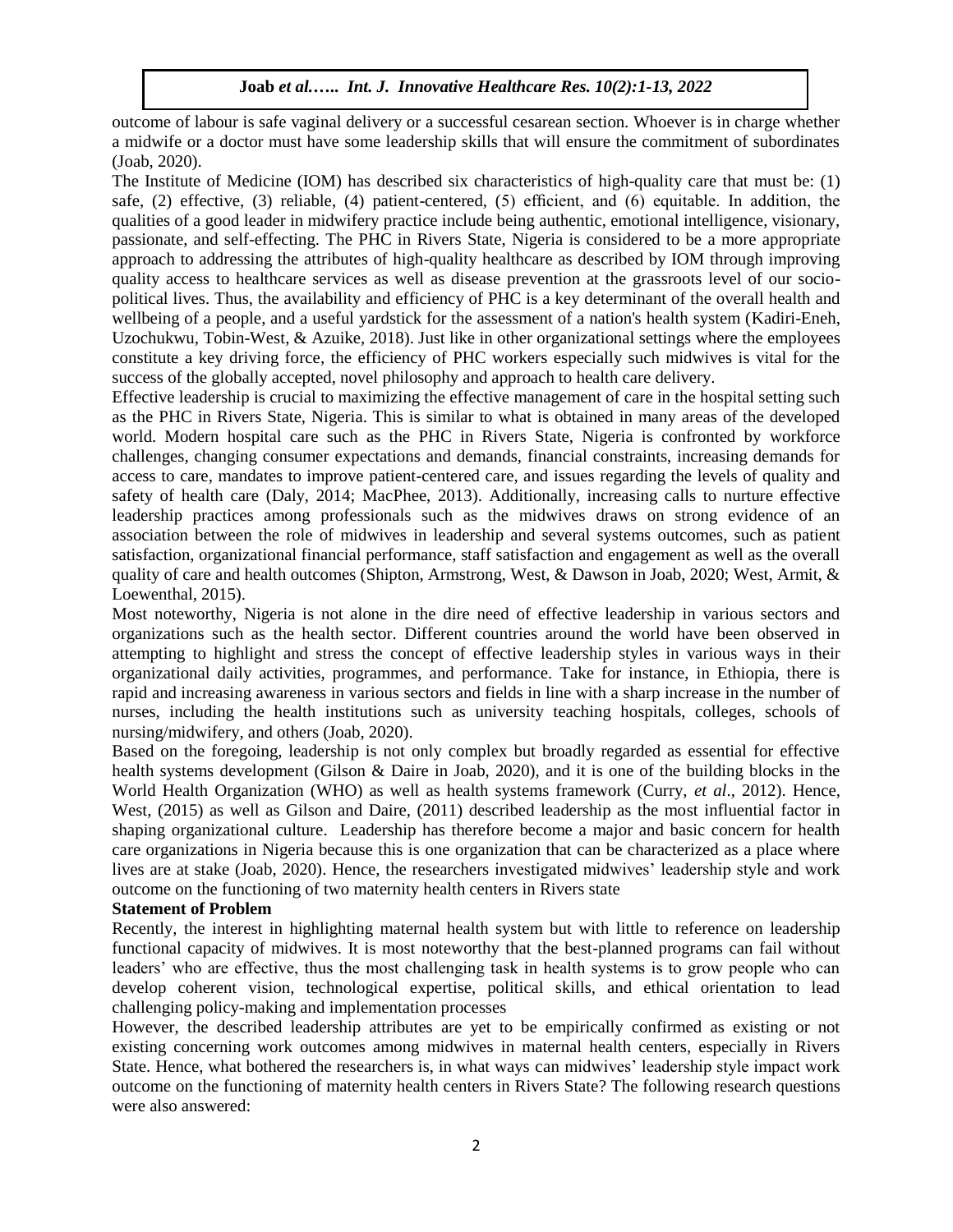outcome of labour is safe vaginal delivery or a successful cesarean section. Whoever is in charge whether a midwife or a doctor must have some leadership skills that will ensure the commitment of subordinates (Joab, 2020).

The Institute of Medicine (IOM) has described six characteristics of high-quality care that must be: (1) safe, (2) effective, (3) reliable, (4) patient-centered, (5) efficient, and (6) equitable. In addition, the qualities of a good leader in midwifery practice include being authentic, emotional intelligence, visionary, passionate, and self-effecting. The PHC in Rivers State, Nigeria is considered to be a more appropriate approach to addressing the attributes of high-quality healthcare as described by IOM through improving quality access to healthcare services as well as disease prevention at the grassroots level of our socio-political lives. Thus, the availability and efficiency of PHC is a key determinant of the overall health and wellbeing of a people, and a useful yardstick for the assessment of a nation's health system (Kadiri-Eneh, Uzochukwu, Tobin-West, & Azuike, 2018). Just like in other organizational settings where the employees constitute a key driving force, the efficiency of PHC workers especially such midwives is vital for the success of the globally accepted, novel philosophy and approach to health care delivery.

Effective leadership is crucial to maximizing the effective management of care in the hospital setting such as the PHC in Rivers State, Nigeria. This is similar to what is obtained in many areas of the developed world. Modern hospital care such as the PHC in Rivers State, Nigeria is confronted by workforce challenges, changing consumer expectations and demands, financial constraints, increasing demands for access to care, mandates to improve patient-centered care, and issues regarding the levels of quality and safety of health care (Daly, 2014; MacPhee, 2013). Additionally, increasing calls to nurture effective leadership practices among professionals such as the midwives draws on strong evidence of an association between the role of midwives in leadership and several systems outcomes, such as patient satisfaction, organizational financial performance, staff satisfaction and engagement as well as the overall quality of care and health outcomes (Shipton, Armstrong, West, & Dawson in Joab, 2020; West, Armit, & Loewenthal, 2015).

Most noteworthy, Nigeria is not alone in the dire need of effective leadership in various sectors and organizations such as the health sector. Different countries around the world have been observed in attempting to highlight and stress the concept of effective leadership styles in various ways in their organizational daily activities, programmes, and performance. Take for instance, in Ethiopia, there is rapid and increasing awareness in various sectors and fields in line with a sharp increase in the number of nurses, including the health institutions such as university teaching hospitals, colleges, schools of nursing/midwifery, and others (Joab, 2020).

Based on the foregoing, leadership is not only complex but broadly regarded as essential for effective health systems development (Gilson & Daire in Joab, 2020), and it is one of the building blocks in the World Health Organization (WHO) as well as health systems framework (Curry, *et al*., 2012). Hence, West, (2015) as well as Gilson and Daire, (2011) described leadership as the most influential factor in shaping organizational culture. Leadership has therefore become a major and basic concern for health care organizations in Nigeria because this is one organization that can be characterized as a place where lives are at stake (Joab, 2020). Hence, the researchers investigated midwives' leadership style and work outcome on the functioning of two maternity health centers in Rivers state

**Statement of Problem**

Recently, the interest in highlighting maternal health system but with little to reference on leadership functional capacity of midwives. It is most noteworthy that the best-planned programs can fail without leaders' who are effective, thus the most challenging task in health systems is to grow people who can develop coherent vision, technological expertise, political skills, and ethical orientation to lead challenging policy-making and implementation processes

However, the described leadership attributes are yet to be empirically confirmed as existing or not existing concerning work outcomes among midwives in maternal health centers, especially in Rivers State. Hence, what bothered the researchers is, in what ways can midwives' leadership style impact work outcome on the functioning of maternity health centers in Rivers State? The following research questions were also answered: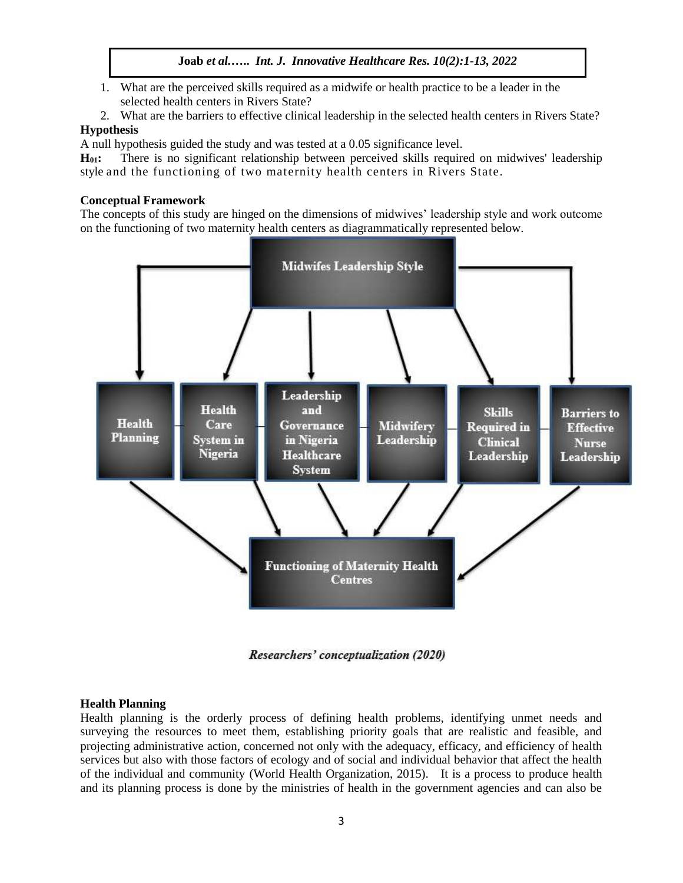1. What are the perceived skills required as a midwife or health practice to be a leader in the selected health centers in Rivers State?
2. What are the barriers to effective clinical leadership in the selected health centers in Rivers State?

### Hypothesis

A null hypothesis guided the study and was tested at a 0.05 significance level.

**$H_{01}$:** There is no significant relationship between perceived skills required on midwives' leadership style and the functioning of two maternity health centers in Rivers State.

### Conceptual Framework

The concepts of this study are hinged on the dimensions of midwives' leadership style and work outcome on the functioning of two maternity health centers as diagrammatically represented below.

*Researchers' conceptualization (2020)*

### Health Planning

Health planning is the orderly process of defining health problems, identifying unmet needs and surveying the resources to meet them, establishing priority goals that are realistic and feasible, and projecting administrative action, concerned not only with the adequacy, efficacy, and efficiency of health services but also with those factors of ecology and of social and individual behavior that affect the health of the individual and community (World Health Organization, 2015). It is a process to produce health and its planning process is done by the ministries of health in the government agencies and can also be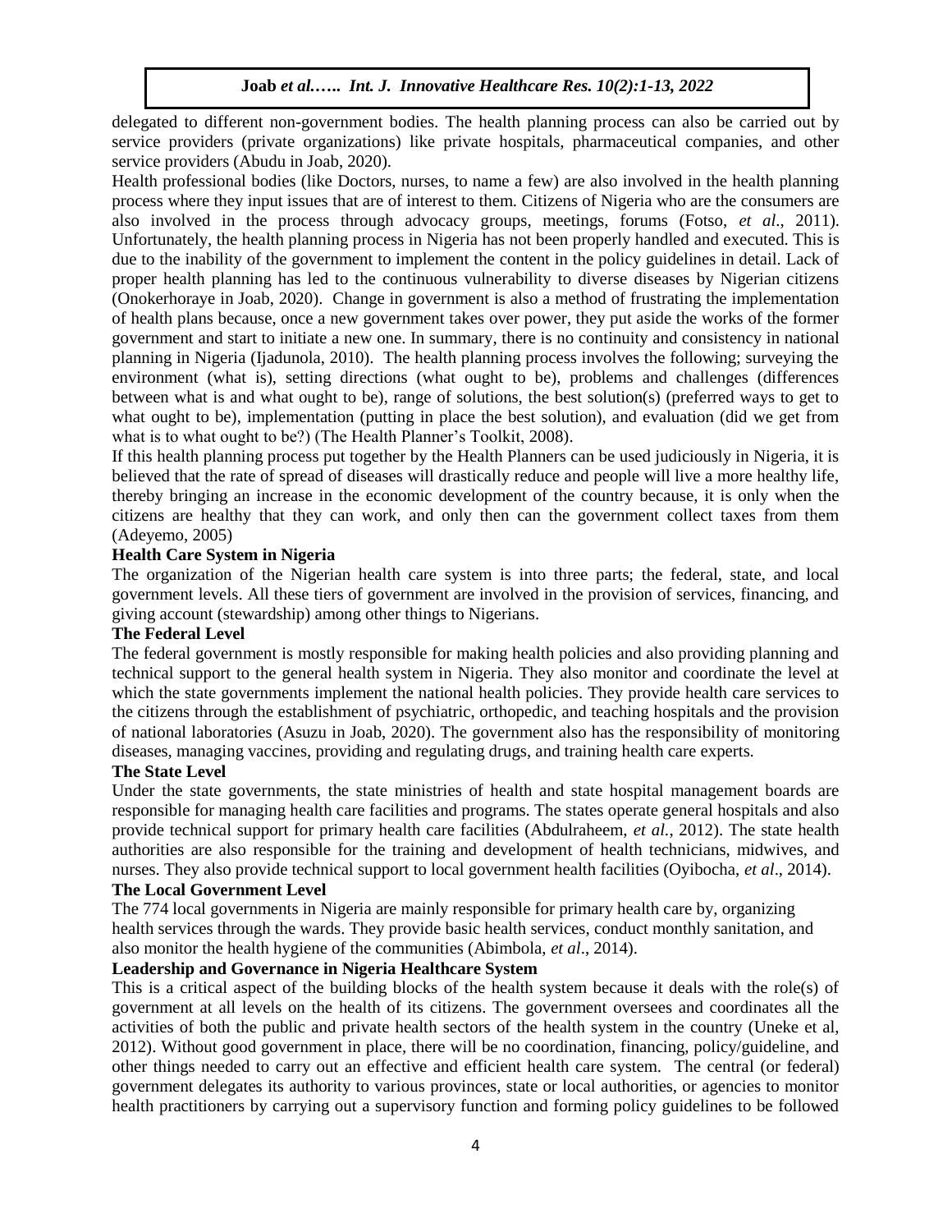delegated to different non-government bodies. The health planning process can also be carried out by service providers (private organizations) like private hospitals, pharmaceutical companies, and other service providers (Abudu in Joab, 2020).

Health professional bodies (like Doctors, nurses, to name a few) are also involved in the health planning process where they input issues that are of interest to them. Citizens of Nigeria who are the consumers are also involved in the process through advocacy groups, meetings, forums (Fotso, *et al*., 2011). Unfortunately, the health planning process in Nigeria has not been properly handled and executed. This is due to the inability of the government to implement the content in the policy guidelines in detail. Lack of proper health planning has led to the continuous vulnerability to diverse diseases by Nigerian citizens (Onokerhoraye in Joab, 2020). Change in government is also a method of frustrating the implementation of health plans because, once a new government takes over power, they put aside the works of the former government and start to initiate a new one. In summary, there is no continuity and consistency in national planning in Nigeria (Ijadunola, 2010). The health planning process involves the following; surveying the environment (what is), setting directions (what ought to be), problems and challenges (differences between what is and what ought to be), range of solutions, the best solution(s) (preferred ways to get to what ought to be), implementation (putting in place the best solution), and evaluation (did we get from what is to what ought to be?) (The Health Planner's Toolkit, 2008).

If this health planning process put together by the Health Planners can be used judiciously in Nigeria, it is believed that the rate of spread of diseases will drastically reduce and people will live a more healthy life, thereby bringing an increase in the economic development of the country because, it is only when the citizens are healthy that they can work, and only then can the government collect taxes from them (Adeyemo, 2005)

**Health Care System in Nigeria**

The organization of the Nigerian health care system is into three parts; the federal, state, and local government levels. All these tiers of government are involved in the provision of services, financing, and giving account (stewardship) among other things to Nigerians.

**The Federal Level**

The federal government is mostly responsible for making health policies and also providing planning and technical support to the general health system in Nigeria. They also monitor and coordinate the level at which the state governments implement the national health policies. They provide health care services to the citizens through the establishment of psychiatric, orthopedic, and teaching hospitals and the provision of national laboratories (Asuzu in Joab, 2020). The government also has the responsibility of monitoring diseases, managing vaccines, providing and regulating drugs, and training health care experts.

**The State Level**

Under the state governments, the state ministries of health and state hospital management boards are responsible for managing health care facilities and programs. The states operate general hospitals and also provide technical support for primary health care facilities (Abdulraheem, *et al.*, 2012). The state health authorities are also responsible for the training and development of health technicians, midwives, and nurses. They also provide technical support to local government health facilities (Oyibocha, *et al*., 2014).

**The Local Government Level**

The 774 local governments in Nigeria are mainly responsible for primary health care by, organizing health services through the wards. They provide basic health services, conduct monthly sanitation, and also monitor the health hygiene of the communities (Abimbola, *et al*., 2014).

**Leadership and Governance in Nigeria Healthcare System**

This is a critical aspect of the building blocks of the health system because it deals with the role(s) of government at all levels on the health of its citizens. The government oversees and coordinates all the activities of both the public and private health sectors of the health system in the country (Uneke et al, 2012). Without good government in place, there will be no coordination, financing, policy/guideline, and other things needed to carry out an effective and efficient health care system. The central (or federal) government delegates its authority to various provinces, state or local authorities, or agencies to monitor health practitioners by carrying out a supervisory function and forming policy guidelines to be followed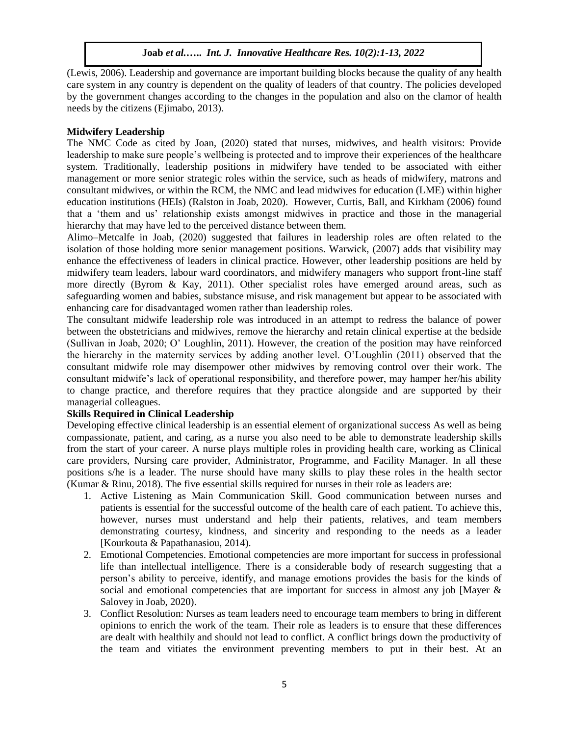(Lewis, 2006). Leadership and governance are important building blocks because the quality of any health care system in any country is dependent on the quality of leaders of that country. The policies developed by the government changes according to the changes in the population and also on the clamor of health needs by the citizens (Ejimabo, 2013).

**Midwifery Leadership**

The NMC Code as cited by Joan, (2020) stated that nurses, midwives, and health visitors: Provide leadership to make sure people's wellbeing is protected and to improve their experiences of the healthcare system. Traditionally, leadership positions in midwifery have tended to be associated with either management or more senior strategic roles within the service, such as heads of midwifery, matrons and consultant midwives, or within the RCM, the NMC and lead midwives for education (LME) within higher education institutions (HEIs) (Ralston in Joab, 2020). However, Curtis, Ball, and Kirkham (2006) found that a 'them and us' relationship exists amongst midwives in practice and those in the managerial hierarchy that may have led to the perceived distance between them.

Alimo–Metcalfe in Joab, (2020) suggested that failures in leadership roles are often related to the isolation of those holding more senior management positions. Warwick, (2007) adds that visibility may enhance the effectiveness of leaders in clinical practice. However, other leadership positions are held by midwifery team leaders, labour ward coordinators, and midwifery managers who support front-line staff more directly (Byrom & Kay, 2011). Other specialist roles have emerged around areas, such as safeguarding women and babies, substance misuse, and risk management but appear to be associated with enhancing care for disadvantaged women rather than leadership roles.

The consultant midwife leadership role was introduced in an attempt to redress the balance of power between the obstetricians and midwives, remove the hierarchy and retain clinical expertise at the bedside (Sullivan in Joab, 2020; O' Loughlin, 2011). However, the creation of the position may have reinforced the hierarchy in the maternity services by adding another level. O'Loughlin (2011) observed that the consultant midwife role may disempower other midwives by removing control over their work. The consultant midwife's lack of operational responsibility, and therefore power, may hamper her/his ability to change practice, and therefore requires that they practice alongside and are supported by their managerial colleagues.

**Skills Required in Clinical Leadership**

Developing effective clinical leadership is an essential element of organizational success As well as being compassionate, patient, and caring, as a nurse you also need to be able to demonstrate leadership skills from the start of your career. A nurse plays multiple roles in providing health care, working as Clinical care providers, Nursing care provider, Administrator, Programme, and Facility Manager. In all these positions s/he is a leader. The nurse should have many skills to play these roles in the health sector (Kumar & Rinu, 2018). The five essential skills required for nurses in their role as leaders are:

1. Active Listening as Main Communication Skill. Good communication between nurses and patients is essential for the successful outcome of the health care of each patient. To achieve this, however, nurses must understand and help their patients, relatives, and team members demonstrating courtesy, kindness, and sincerity and responding to the needs as a leader [Kourkouta & Papathanasiou, 2014).
2. Emotional Competencies. Emotional competencies are more important for success in professional life than intellectual intelligence. There is a considerable body of research suggesting that a person's ability to perceive, identify, and manage emotions provides the basis for the kinds of social and emotional competencies that are important for success in almost any job [Mayer & Salovey in Joab, 2020).
3. Conflict Resolution: Nurses as team leaders need to encourage team members to bring in different opinions to enrich the work of the team. Their role as leaders is to ensure that these differences are dealt with healthily and should not lead to conflict. A conflict brings down the productivity of the team and vitiates the environment preventing members to put in their best. At an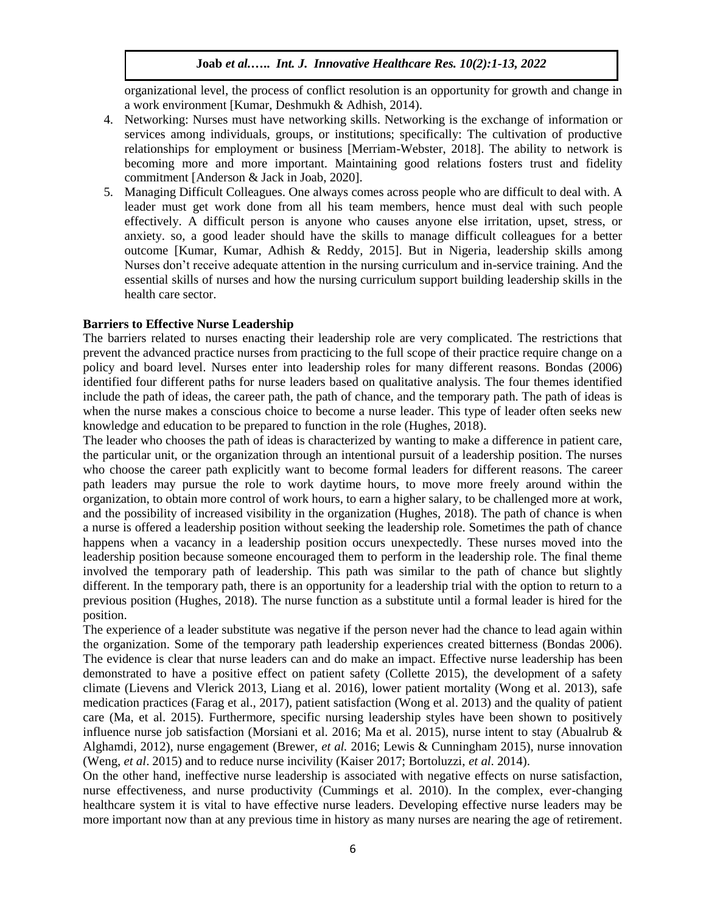organizational level, the process of conflict resolution is an opportunity for growth and change in a work environment [Kumar, Deshmukh & Adhish, 2014).

4. Networking: Nurses must have networking skills. Networking is the exchange of information or services among individuals, groups, or institutions; specifically: The cultivation of productive relationships for employment or business [Merriam-Webster, 2018]. The ability to network is becoming more and more important. Maintaining good relations fosters trust and fidelity commitment [Anderson & Jack in Joab, 2020].
5. Managing Difficult Colleagues. One always comes across people who are difficult to deal with. A leader must get work done from all his team members, hence must deal with such people effectively. A difficult person is anyone who causes anyone else irritation, upset, stress, or anxiety. so, a good leader should have the skills to manage difficult colleagues for a better outcome [Kumar, Kumar, Adhish & Reddy, 2015]. But in Nigeria, leadership skills among Nurses don't receive adequate attention in the nursing curriculum and in-service training. And the essential skills of nurses and how the nursing curriculum support building leadership skills in the health care sector.

**Barriers to Effective Nurse Leadership**

The barriers related to nurses enacting their leadership role are very complicated. The restrictions that prevent the advanced practice nurses from practicing to the full scope of their practice require change on a policy and board level. Nurses enter into leadership roles for many different reasons. Bondas (2006) identified four different paths for nurse leaders based on qualitative analysis. The four themes identified include the path of ideas, the career path, the path of chance, and the temporary path. The path of ideas is when the nurse makes a conscious choice to become a nurse leader. This type of leader often seeks new knowledge and education to be prepared to function in the role (Hughes, 2018).

The leader who chooses the path of ideas is characterized by wanting to make a difference in patient care, the particular unit, or the organization through an intentional pursuit of a leadership position. The nurses who choose the career path explicitly want to become formal leaders for different reasons. The career path leaders may pursue the role to work daytime hours, to move more freely around within the organization, to obtain more control of work hours, to earn a higher salary, to be challenged more at work, and the possibility of increased visibility in the organization (Hughes, 2018). The path of chance is when a nurse is offered a leadership position without seeking the leadership role. Sometimes the path of chance happens when a vacancy in a leadership position occurs unexpectedly. These nurses moved into the leadership position because someone encouraged them to perform in the leadership role. The final theme involved the temporary path of leadership. This path was similar to the path of chance but slightly different. In the temporary path, there is an opportunity for a leadership trial with the option to return to a previous position (Hughes, 2018). The nurse function as a substitute until a formal leader is hired for the position.

The experience of a leader substitute was negative if the person never had the chance to lead again within the organization. Some of the temporary path leadership experiences created bitterness (Bondas 2006). The evidence is clear that nurse leaders can and do make an impact. Effective nurse leadership has been demonstrated to have a positive effect on patient safety (Collette 2015), the development of a safety climate (Lievens and Vlerick 2013, Liang et al. 2016), lower patient mortality (Wong et al. 2013), safe medication practices (Farag et al., 2017), patient satisfaction (Wong et al. 2013) and the quality of patient care (Ma, et al. 2015). Furthermore, specific nursing leadership styles have been shown to positively influence nurse job satisfaction (Morsiani et al. 2016; Ma et al. 2015), nurse intent to stay (Abualrub & Alghamdi, 2012), nurse engagement (Brewer, *et al.* 2016; Lewis & Cunningham 2015), nurse innovation (Weng, *et al*. 2015) and to reduce nurse incivility (Kaiser 2017; Bortoluzzi, *et al*. 2014).

On the other hand, ineffective nurse leadership is associated with negative effects on nurse satisfaction, nurse effectiveness, and nurse productivity (Cummings et al. 2010). In the complex, ever-changing healthcare system it is vital to have effective nurse leaders. Developing effective nurse leaders may be more important now than at any previous time in history as many nurses are nearing the age of retirement.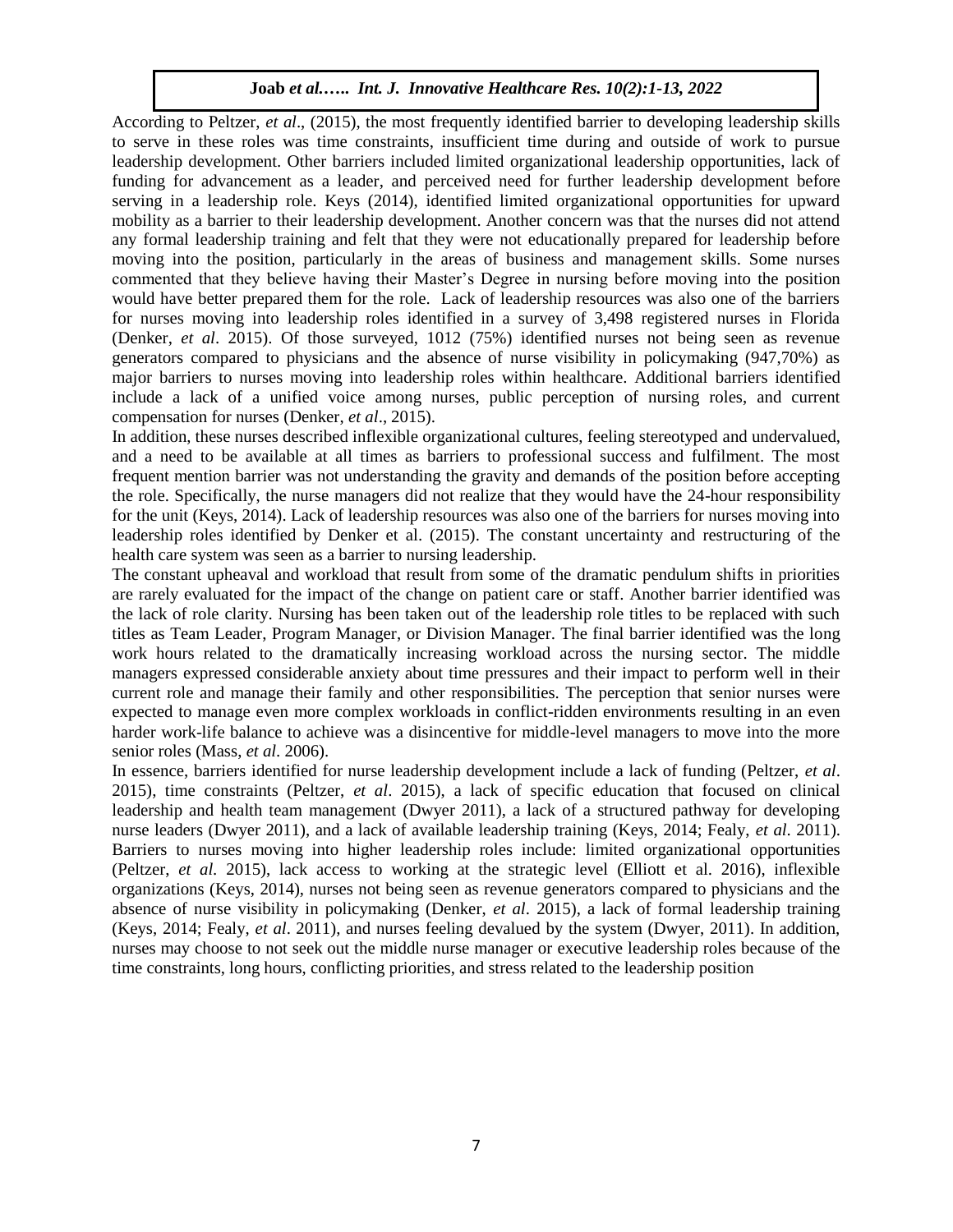According to Peltzer, *et al*., (2015), the most frequently identified barrier to developing leadership skills to serve in these roles was time constraints, insufficient time during and outside of work to pursue leadership development. Other barriers included limited organizational leadership opportunities, lack of funding for advancement as a leader, and perceived need for further leadership development before serving in a leadership role. Keys (2014), identified limited organizational opportunities for upward mobility as a barrier to their leadership development. Another concern was that the nurses did not attend any formal leadership training and felt that they were not educationally prepared for leadership before moving into the position, particularly in the areas of business and management skills. Some nurses commented that they believe having their Master's Degree in nursing before moving into the position would have better prepared them for the role. Lack of leadership resources was also one of the barriers for nurses moving into leadership roles identified in a survey of 3,498 registered nurses in Florida (Denker, *et al*. 2015). Of those surveyed, 1012 (75%) identified nurses not being seen as revenue generators compared to physicians and the absence of nurse visibility in policymaking (947,70%) as major barriers to nurses moving into leadership roles within healthcare. Additional barriers identified include a lack of a unified voice among nurses, public perception of nursing roles, and current compensation for nurses (Denker, *et al*., 2015).

In addition, these nurses described inflexible organizational cultures, feeling stereotyped and undervalued, and a need to be available at all times as barriers to professional success and fulfilment. The most frequent mention barrier was not understanding the gravity and demands of the position before accepting the role. Specifically, the nurse managers did not realize that they would have the 24-hour responsibility for the unit (Keys, 2014). Lack of leadership resources was also one of the barriers for nurses moving into leadership roles identified by Denker et al. (2015). The constant uncertainty and restructuring of the health care system was seen as a barrier to nursing leadership.

The constant upheaval and workload that result from some of the dramatic pendulum shifts in priorities are rarely evaluated for the impact of the change on patient care or staff. Another barrier identified was the lack of role clarity. Nursing has been taken out of the leadership role titles to be replaced with such titles as Team Leader, Program Manager, or Division Manager. The final barrier identified was the long work hours related to the dramatically increasing workload across the nursing sector. The middle managers expressed considerable anxiety about time pressures and their impact to perform well in their current role and manage their family and other responsibilities. The perception that senior nurses were expected to manage even more complex workloads in conflict-ridden environments resulting in an even harder work-life balance to achieve was a disincentive for middle-level managers to move into the more senior roles (Mass, *et al*. 2006).

In essence, barriers identified for nurse leadership development include a lack of funding (Peltzer, *et al*. 2015), time constraints (Peltzer, *et al*. 2015), a lack of specific education that focused on clinical leadership and health team management (Dwyer 2011), a lack of a structured pathway for developing nurse leaders (Dwyer 2011), and a lack of available leadership training (Keys, 2014; Fealy, *et al*. 2011). Barriers to nurses moving into higher leadership roles include: limited organizational opportunities (Peltzer, *et al*. 2015), lack access to working at the strategic level (Elliott et al. 2016), inflexible organizations (Keys, 2014), nurses not being seen as revenue generators compared to physicians and the absence of nurse visibility in policymaking (Denker, *et al*. 2015), a lack of formal leadership training (Keys, 2014; Fealy, *et al*. 2011), and nurses feeling devalued by the system (Dwyer, 2011). In addition, nurses may choose to not seek out the middle nurse manager or executive leadership roles because of the time constraints, long hours, conflicting priorities, and stress related to the leadership position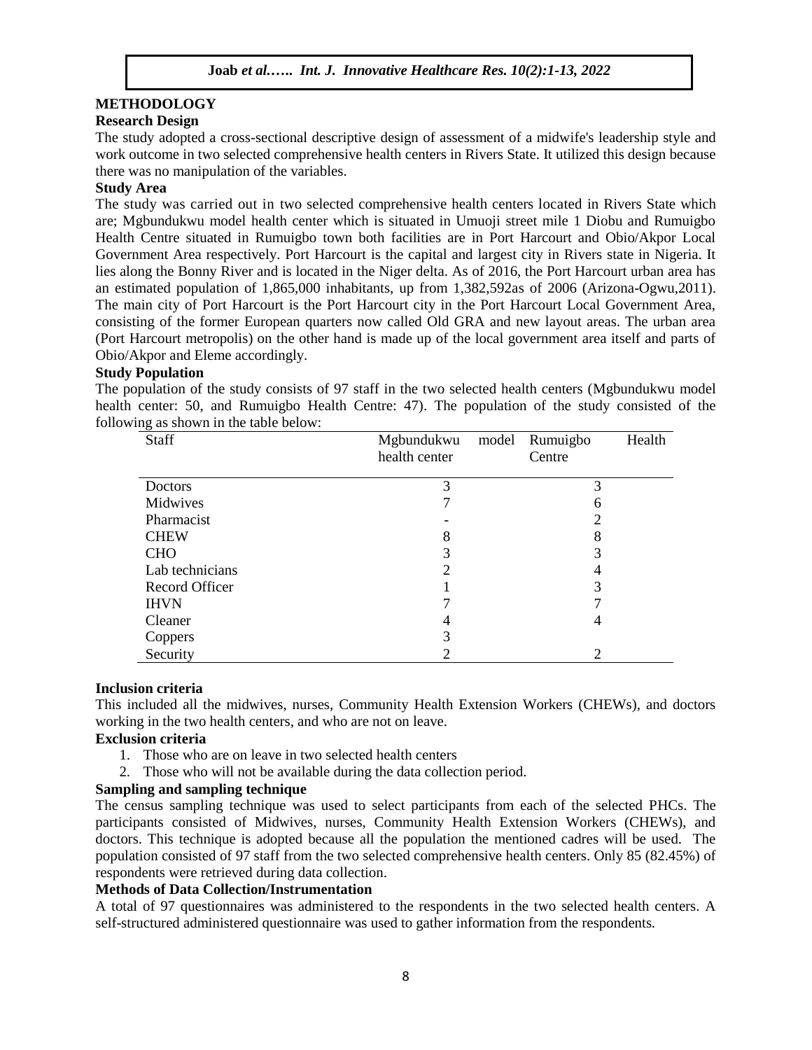## METHODOLOGY

### Research Design

The study adopted a cross-sectional descriptive design of assessment of a midwife's leadership style and work outcome in two selected comprehensive health centers in Rivers State. It utilized this design because there was no manipulation of the variables.

### Study Area

The study was carried out in two selected comprehensive health centers located in Rivers State which are; Mgbundukwu model health center which is situated in Umuoji street mile 1 Diobu and Rumuigbo Health Centre situated in Rumuigbo town both facilities are in Port Harcourt and Obio/Akpor Local Government Area respectively. Port Harcourt is the capital and largest city in Rivers state in Nigeria. It lies along the Bonny River and is located in the Niger delta. As of 2016, the Port Harcourt urban area has an estimated population of 1,865,000 inhabitants, up from 1,382,592as of 2006 (Arizona-Ogwu,2011). The main city of Port Harcourt is the Port Harcourt city in the Port Harcourt Local Government Area, consisting of the former European quarters now called Old GRA and new layout areas. The urban area (Port Harcourt metropolis) on the other hand is made up of the local government area itself and parts of Obio/Akpor and Eleme accordingly.

### Study Population

The population of the study consists of 97 staff in the two selected health centers (Mgbundukwu model health center: 50, and Rumuigbo Health Centre: 47). The population of the study consisted of the following as shown in the table below:

| Staff | Mgbundukwu model health center | Rumuigbo Health Centre |
|---|---|---|
| Doctors | 3 | 3 |
| Midwives | 7 | 6 |
| Pharmacist | - | 2 |
| CHEW | 8 | 8 |
| CHO | 3 | 3 |
| Lab technicians | 2 | 4 |
| Record Officer | 1 | 3 |
| IHVN | 7 | 7 |
| Cleaner | 4 | 4 |
| Coppers | 3 | |
| Security | 2 | 2 |

### Inclusion criteria

This included all the midwives, nurses, Community Health Extension Workers (CHEWs), and doctors working in the two health centers, and who are not on leave.

### Exclusion criteria

1. Those who are on leave in two selected health centers
2. Those who will not be available during the data collection period.

### Sampling and sampling technique

The census sampling technique was used to select participants from each of the selected PHCs. The participants consisted of Midwives, nurses, Community Health Extension Workers (CHEWs), and doctors. This technique is adopted because all the population the mentioned cadres will be used. The population consisted of 97 staff from the two selected comprehensive health centers. Only 85 (82.45%) of respondents were retrieved during data collection.

### Methods of Data Collection/Instrumentation

A total of 97 questionnaires was administered to the respondents in the two selected health centers. A self-structured administered questionnaire was used to gather information from the respondents.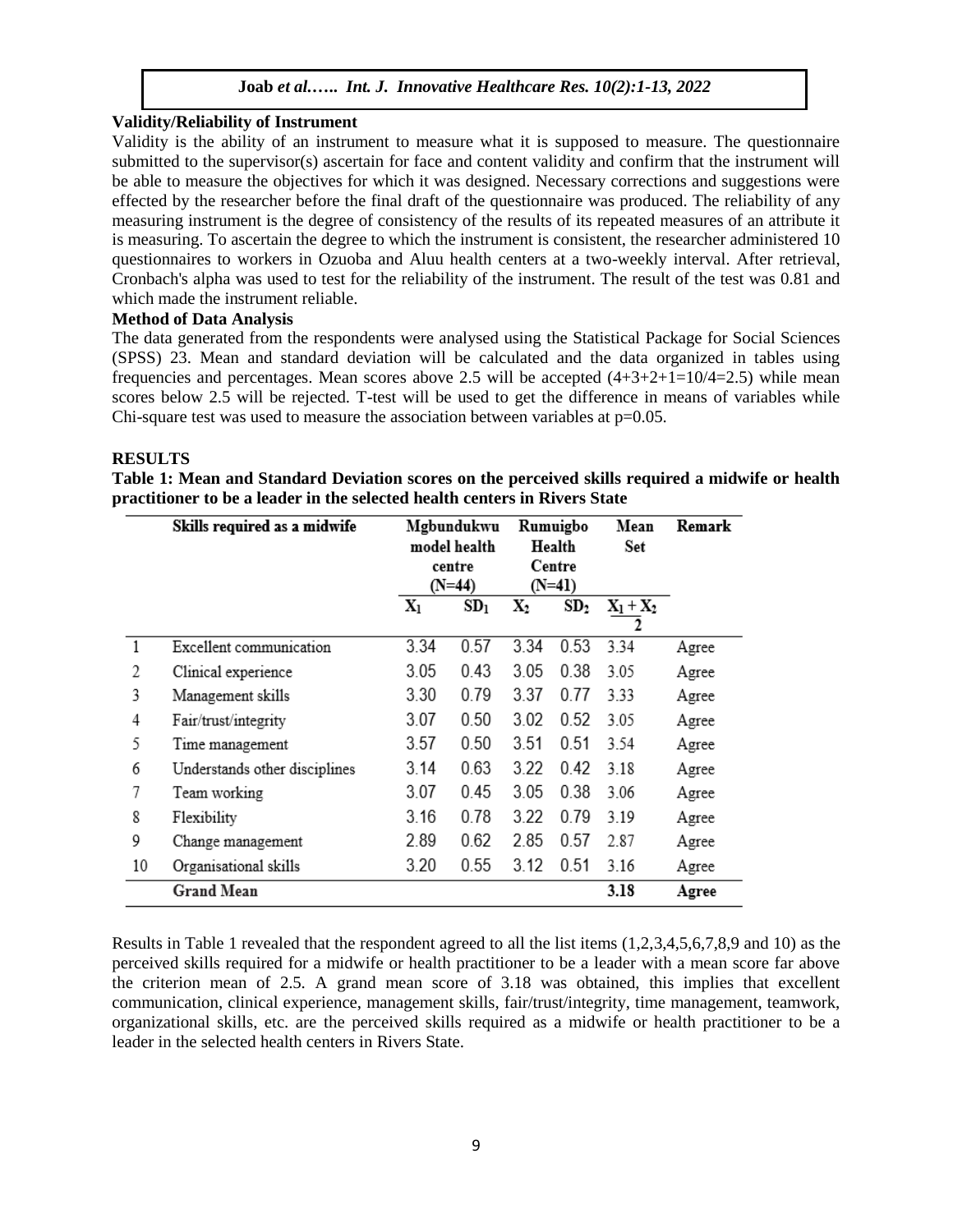**Validity/Reliability of Instrument**

Validity is the ability of an instrument to measure what it is supposed to measure. The questionnaire submitted to the supervisor(s) ascertain for face and content validity and confirm that the instrument will be able to measure the objectives for which it was designed. Necessary corrections and suggestions were effected by the researcher before the final draft of the questionnaire was produced. The reliability of any measuring instrument is the degree of consistency of the results of its repeated measures of an attribute it is measuring. To ascertain the degree to which the instrument is consistent, the researcher administered 10 questionnaires to workers in Ozuoba and Aluu health centers at a two-weekly interval. After retrieval, Cronbach's alpha was used to test for the reliability of the instrument. The result of the test was 0.81 and which made the instrument reliable.

**Method of Data Analysis**

The data generated from the respondents were analysed using the Statistical Package for Social Sciences (SPSS) 23. Mean and standard deviation will be calculated and the data organized in tables using frequencies and percentages. Mean scores above 2.5 will be accepted (4+3+2+1=10/4=2.5) while mean scores below 2.5 will be rejected. T-test will be used to get the difference in means of variables while Chi-square test was used to measure the association between variables at $p=0.05$.

**RESULTS**

**Table 1: Mean and Standard Deviation scores on the perceived skills required a midwife or health practitioner to be a leader in the selected health centers in Rivers State**

| | Skills required as a midwife | Mgbundukwu model health centre (N=44) | | Rumuigbo Health Centre (N=41) | | Mean Set | Remark |
|---|---|---|---|---|---|---|---|
| | | $X_1$ | $SD_1$ | $X_2$ | $SD_2$ | $\frac{X_1 + X_2}{2}$ | |
| 1 | Excellent communication | 3.34 | 0.57 | 3.34 | 0.53 | 3.34 | Agree |
| 2 | Clinical experience | 3.05 | 0.43 | 3.05 | 0.38 | 3.05 | Agree |
| 3 | Management skills | 3.30 | 0.79 | 3.37 | 0.77 | 3.33 | Agree |
| 4 | Fair/trust/integrity | 3.07 | 0.50 | 3.02 | 0.52 | 3.05 | Agree |
| 5 | Time management | 3.57 | 0.50 | 3.51 | 0.51 | 3.54 | Agree |
| 6 | Understands other disciplines | 3.14 | 0.63 | 3.22 | 0.42 | 3.18 | Agree |
| 7 | Team working | 3.07 | 0.45 | 3.05 | 0.38 | 3.06 | Agree |
| 8 | Flexibility | 3.16 | 0.78 | 3.22 | 0.79 | 3.19 | Agree |
| 9 | Change management | 2.89 | 0.62 | 2.85 | 0.57 | 2.87 | Agree |
| 10 | Organisational skills | 3.20 | 0.55 | 3.12 | 0.51 | 3.16 | Agree |
| | **Grand Mean** | | | | | **3.18** | **Agree** |

Results in Table 1 revealed that the respondent agreed to all the list items (1,2,3,4,5,6,7,8,9 and 10) as the perceived skills required for a midwife or health practitioner to be a leader with a mean score far above the criterion mean of 2.5. A grand mean score of 3.18 was obtained, this implies that excellent communication, clinical experience, management skills, fair/trust/integrity, time management, teamwork, organizational skills, etc. are the perceived skills required as a midwife or health practitioner to be a leader in the selected health centers in Rivers State.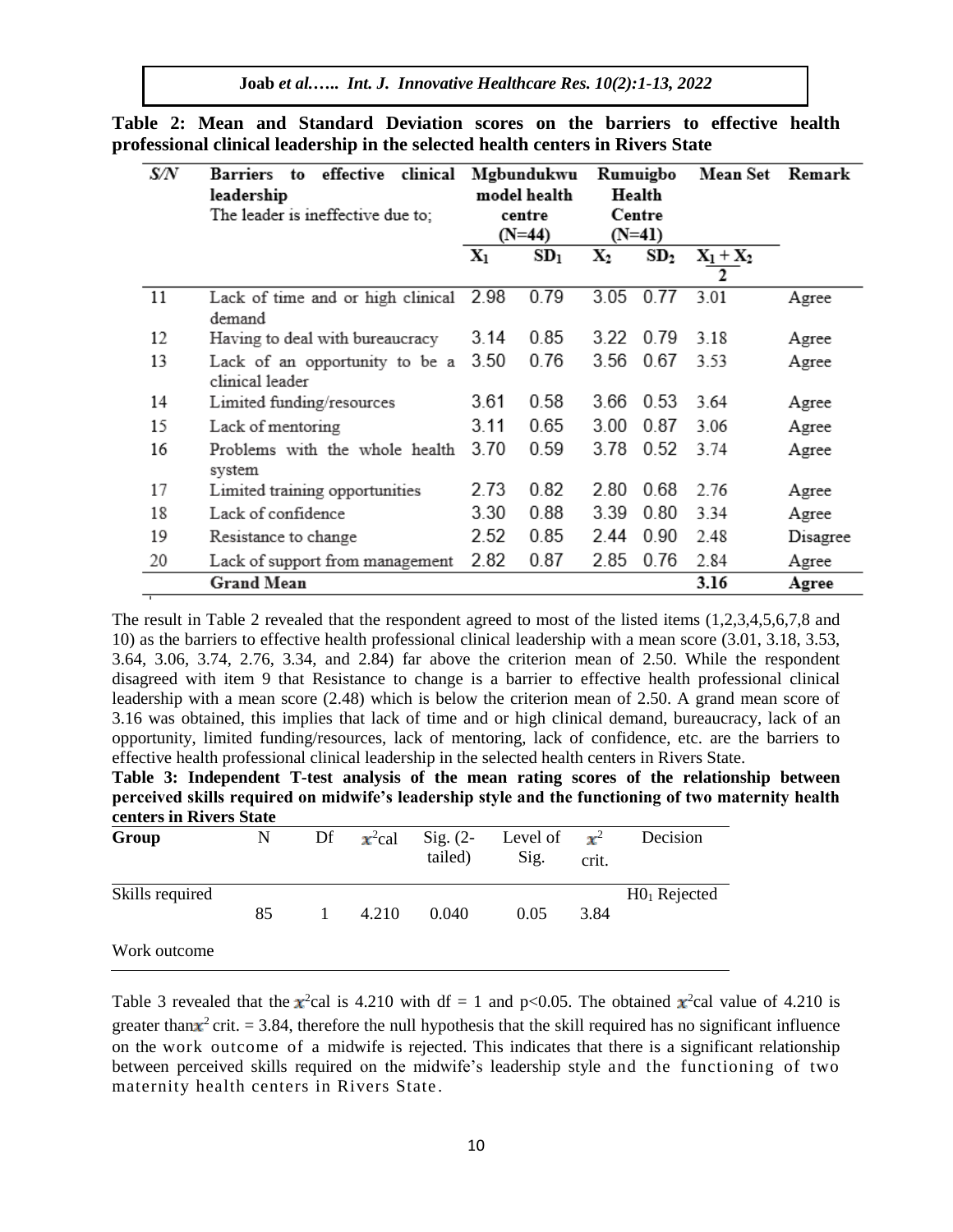**Table 2: Mean and Standard Deviation scores on the barriers to effective health professional clinical leadership in the selected health centers in Rivers State**

| S/N | Barriers to effective clinical leadership The leader is ineffective due to; | Mgbundukwu model health centre (N=44) | | Rumuigbo Health Centre (N=41) | | Mean Set | Remark |
|---|---|---|---|---|---|---|---|
| | | $X_1$ | $SD_1$ | $X_2$ | $SD_2$ | $\frac{X_1 + X_2}{2}$ | |
| 11 | Lack of time and or high clinical demand | 2.98 | 0.79 | 3.05 | 0.77 | 3.01 | Agree |
| 12 | Having to deal with bureaucracy | 3.14 | 0.85 | 3.22 | 0.79 | 3.18 | Agree |
| 13 | Lack of an opportunity to be a clinical leader | 3.50 | 0.76 | 3.56 | 0.67 | 3.53 | Agree |
| 14 | Limited funding/resources | 3.61 | 0.58 | 3.66 | 0.53 | 3.64 | Agree |
| 15 | Lack of mentoring | 3.11 | 0.65 | 3.00 | 0.87 | 3.06 | Agree |
| 16 | Problems with the whole health system | 3.70 | 0.59 | 3.78 | 0.52 | 3.74 | Agree |
| 17 | Limited training opportunities | 2.73 | 0.82 | 2.80 | 0.68 | 2.76 | Agree |
| 18 | Lack of confidence | 3.30 | 0.88 | 3.39 | 0.80 | 3.34 | Agree |
| 19 | Resistance to change | 2.52 | 0.85 | 2.44 | 0.90 | 2.48 | Disagree |
| 20 | Lack of support from management | 2.82 | 0.87 | 2.85 | 0.76 | 2.84 | Agree |
| | **Grand Mean** | | | | | **3.16** | **Agree** |

The result in Table 2 revealed that the respondent agreed to most of the listed items (1,2,3,4,5,6,7,8 and 10) as the barriers to effective health professional clinical leadership with a mean score (3.01, 3.18, 3.53, 3.64, 3.06, 3.74, 2.76, 3.34, and 2.84) far above the criterion mean of 2.50. While the respondent disagreed with item 9 that Resistance to change is a barrier to effective health professional clinical leadership with a mean score (2.48) which is below the criterion mean of 2.50. A grand mean score of 3.16 was obtained, this implies that lack of time and or high clinical demand, bureaucracy, lack of an opportunity, limited funding/resources, lack of mentoring, lack of confidence, etc. are the barriers to effective health professional clinical leadership in the selected health centers in Rivers State.

**Table 3: Independent T-test analysis of the mean rating scores of the relationship between perceived skills required on midwife's leadership style and the functioning of two maternity health centers in Rivers State**

| Group | N | Df | $x^2$cal | Sig. (2-tailed) | Level of Sig. | $x^2$ crit. | Decision |
|---|---|---|---|---|---|---|---|
| Skills required | 85 | 1 | 4.210 | 0.040 | 0.05 | 3.84 | $H0_1$ Rejected |
| Work outcome | | | | | | | |

Table 3 revealed that the $x^2$cal is 4.210 with df = 1 and $p<0.05$. The obtained $x^2$cal value of 4.210 is greater than $x^2$ crit. = 3.84, therefore the null hypothesis that the skill required has no significant influence on the work outcome of a midwife is rejected. This indicates that there is a significant relationship between perceived skills required on the midwife's leadership style and the functioning of two maternity health centers in Rivers State.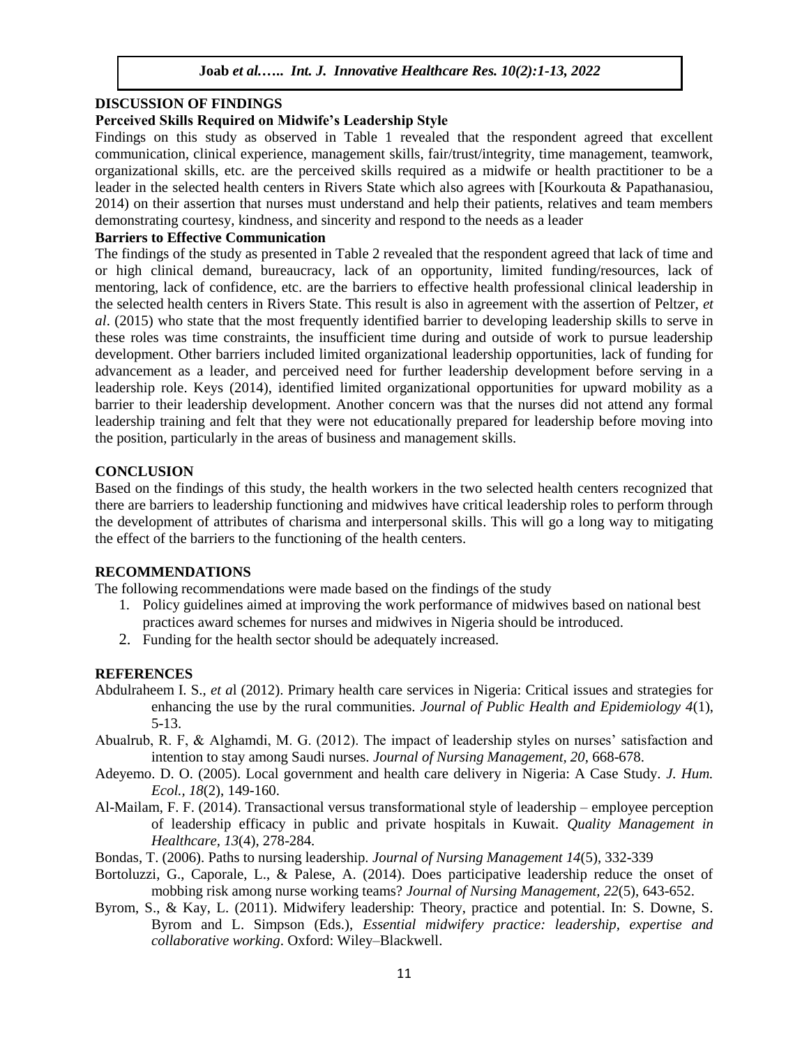## DISCUSSION OF FINDINGS

### Perceived Skills Required on Midwife's Leadership Style

Findings on this study as observed in Table 1 revealed that the respondent agreed that excellent communication, clinical experience, management skills, fair/trust/integrity, time management, teamwork, organizational skills, etc. are the perceived skills required as a midwife or health practitioner to be a leader in the selected health centers in Rivers State which also agrees with [Kourkouta & Papathanasiou, 2014) on their assertion that nurses must understand and help their patients, relatives and team members demonstrating courtesy, kindness, and sincerity and respond to the needs as a leader

### Barriers to Effective Communication

The findings of the study as presented in Table 2 revealed that the respondent agreed that lack of time and or high clinical demand, bureaucracy, lack of an opportunity, limited funding/resources, lack of mentoring, lack of confidence, etc. are the barriers to effective health professional clinical leadership in the selected health centers in Rivers State. This result is also in agreement with the assertion of Peltzer, *et al*. (2015) who state that the most frequently identified barrier to developing leadership skills to serve in these roles was time constraints, the insufficient time during and outside of work to pursue leadership development. Other barriers included limited organizational leadership opportunities, lack of funding for advancement as a leader, and perceived need for further leadership development before serving in a leadership role. Keys (2014), identified limited organizational opportunities for upward mobility as a barrier to their leadership development. Another concern was that the nurses did not attend any formal leadership training and felt that they were not educationally prepared for leadership before moving into the position, particularly in the areas of business and management skills.

## CONCLUSION

Based on the findings of this study, the health workers in the two selected health centers recognized that there are barriers to leadership functioning and midwives have critical leadership roles to perform through the development of attributes of charisma and interpersonal skills. This will go a long way to mitigating the effect of the barriers to the functioning of the health centers.

## RECOMMENDATIONS

The following recommendations were made based on the findings of the study

1. Policy guidelines aimed at improving the work performance of midwives based on national best practices award schemes for nurses and midwives in Nigeria should be introduced.
2. Funding for the health sector should be adequately increased.

## REFERENCES

Abdulraheem I. S., *et a*l (2012). Primary health care services in Nigeria: Critical issues and strategies for enhancing the use by the rural communities. *Journal of Public Health and Epidemiology 4*(1), 5-13.

Abualrub, R. F, & Alghamdi, M. G. (2012). The impact of leadership styles on nurses' satisfaction and intention to stay among Saudi nurses. *Journal of Nursing Management, 20*, 668-678.

Adeyemo. D. O. (2005). Local government and health care delivery in Nigeria: A Case Study. *J. Hum. Ecol., 18*(2), 149-160.

Al-Mailam, F. F. (2014). Transactional versus transformational style of leadership – employee perception of leadership efficacy in public and private hospitals in Kuwait. *Quality Management in Healthcare, 13*(4), 278-284.

Bondas, T. (2006). Paths to nursing leadership. *Journal of Nursing Management 14*(5), 332-339

Bortoluzzi, G., Caporale, L., & Palese, A. (2014). Does participative leadership reduce the onset of mobbing risk among nurse working teams? *Journal of Nursing Management, 22*(5), 643-652.

Byrom, S., & Kay, L. (2011). Midwifery leadership: Theory, practice and potential. In: S. Downe, S. Byrom and L. Simpson (Eds.), *Essential midwifery practice: leadership, expertise and collaborative working*. Oxford: Wiley–Blackwell.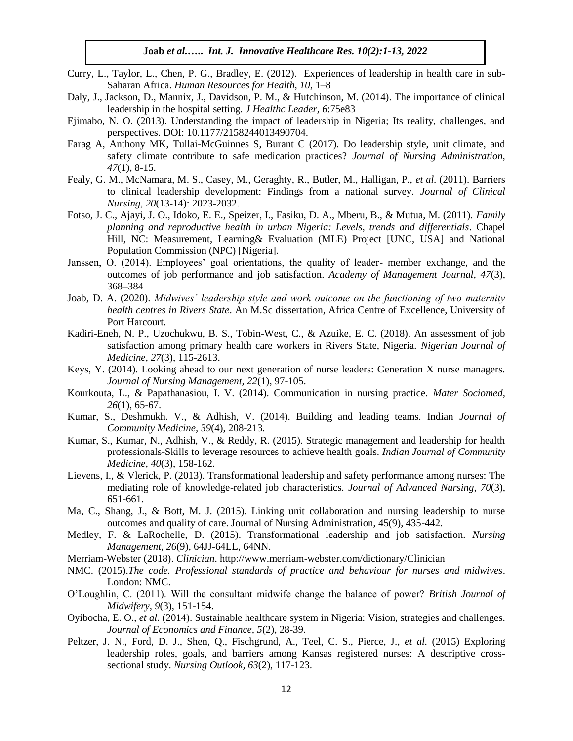Curry, L., Taylor, L., Chen, P. G., Bradley, E. (2012). Experiences of leadership in health care in sub-Saharan Africa. *Human Resources for Health, 10*, 1–8

Daly, J., Jackson, D., Mannix, J., Davidson, P. M., & Hutchinson, M. (2014). The importance of clinical leadership in the hospital setting. *J Healthc Leader, 6*:75e83

Ejimabo, N. O. (2013). Understanding the impact of leadership in Nigeria; Its reality, challenges, and perspectives. DOI: 10.1177/2158244013490704.

Farag A, Anthony MK, Tullai-McGuinnes S, Burant C (2017). Do leadership style, unit climate, and safety climate contribute to safe medication practices? *Journal of Nursing Administration, 47*(1), 8-15.

Fealy, G. M., McNamara, M. S., Casey, M., Geraghty, R., Butler, M., Halligan, P., *et al.* (2011). Barriers to clinical leadership development: Findings from a national survey. *Journal of Clinical Nursing, 20*(13-14): 2023-2032.

Fotso, J. C., Ajayi, J. O., Idoko, E. E., Speizer, I., Fasiku, D. A., Mberu, B., & Mutua, M. (2011). *Family planning and reproductive health in urban Nigeria: Levels, trends and differentials*. Chapel Hill, NC: Measurement, Learning& Evaluation (MLE) Project [UNC, USA] and National Population Commission (NPC) [Nigeria].

Janssen, O. (2014). Employees' goal orientations, the quality of leader- member exchange, and the outcomes of job performance and job satisfaction. *Academy of Management Journal, 47*(3), 368–384

Joab, D. A. (2020). *Midwives' leadership style and work outcome on the functioning of two maternity health centres in Rivers State*. An M.Sc dissertation, Africa Centre of Excellence, University of Port Harcourt.

Kadiri-Eneh, N. P., Uzochukwu, B. S., Tobin-West, C., & Azuike, E. C. (2018). An assessment of job satisfaction among primary health care workers in Rivers State, Nigeria. *Nigerian Journal of Medicine, 27*(3), 115-2613.

Keys, Y. (2014). Looking ahead to our next generation of nurse leaders: Generation X nurse managers. *Journal of Nursing Management, 22*(1), 97-105.

Kourkouta, L., & Papathanasiou, I. V. (2014). Communication in nursing practice. *Mater Sociomed, 26*(1), 65-67.

Kumar, S., Deshmukh. V., & Adhish, V. (2014). Building and leading teams. Indian *Journal of Community Medicine, 39*(4), 208-213.

Kumar, S., Kumar, N., Adhish, V., & Reddy, R. (2015). Strategic management and leadership for health professionals-Skills to leverage resources to achieve health goals. *Indian Journal of Community Medicine, 40*(3), 158-162.

Lievens, I., & Vlerick, P. (2013). Transformational leadership and safety performance among nurses: The mediating role of knowledge-related job characteristics. *Journal of Advanced Nursing, 70*(3), 651-661.

Ma, C., Shang, J., & Bott, M. J. (2015). Linking unit collaboration and nursing leadership to nurse outcomes and quality of care. Journal of Nursing Administration, 45(9), 435-442.

Medley, F. & LaRochelle, D. (2015). Transformational leadership and job satisfaction. *Nursing Management, 26*(9), 64JJ-64LL, 64NN.

Merriam-Webster (2018). *Clinician*. http://www.merriam-webster.com/dictionary/Clinician

NMC. (2015).*The code. Professional standards of practice and behaviour for nurses and midwives*. London: NMC.

O'Loughlin, C. (2011). Will the consultant midwife change the balance of power? *British Journal of Midwifery, 9*(3), 151-154.

Oyibocha, E. O., *et al*. (2014). Sustainable healthcare system in Nigeria: Vision, strategies and challenges. *Journal of Economics and Finance, 5*(2), 28-39.

Peltzer, J. N., Ford, D. J., Shen, Q., Fischgrund, A., Teel, C. S., Pierce, J., *et al.* (2015) Exploring leadership roles, goals, and barriers among Kansas registered nurses: A descriptive cross-sectional study. *Nursing Outlook, 63*(2), 117-123.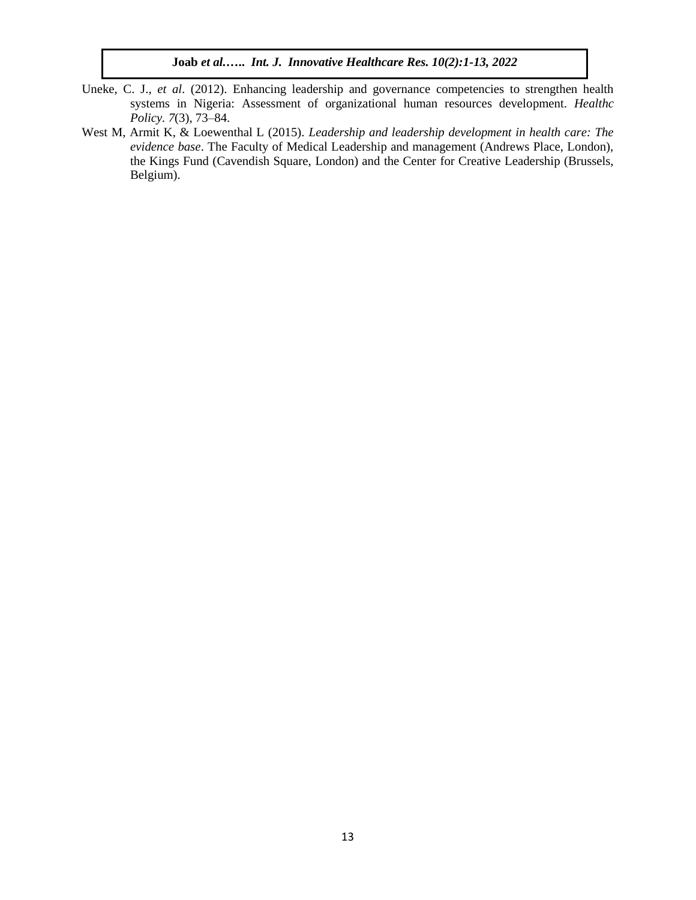Uneke, C. J., *et al*. (2012). Enhancing leadership and governance competencies to strengthen health systems in Nigeria: Assessment of organizational human resources development. *Healthc Policy. 7*(3), 73–84.

West M, Armit K, & Loewenthal L (2015). *Leadership and leadership development in health care: The evidence base*. The Faculty of Medical Leadership and management (Andrews Place, London), the Kings Fund (Cavendish Square, London) and the Center for Creative Leadership (Brussels, Belgium).